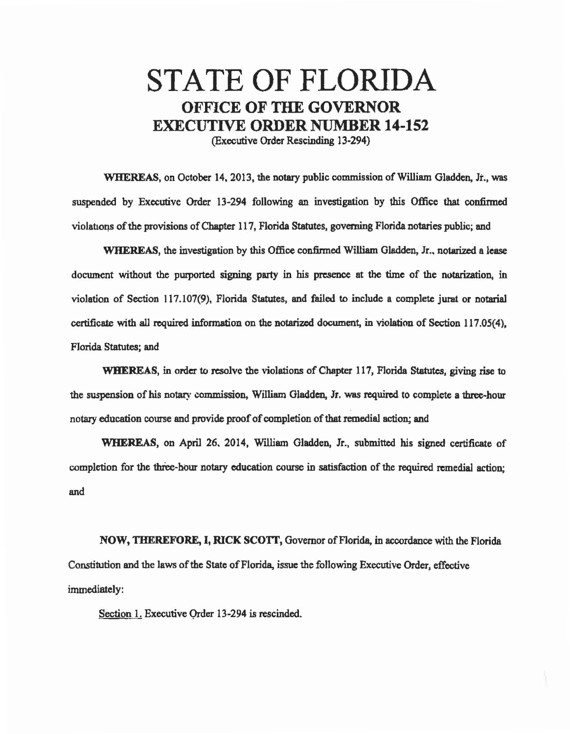# STATE OF FLORIDA

## OFFICE OF THE GOVERNOR

## EXECUTIVE ORDER NUMBER 14-152

(Executive Order Rescinding 13-294)

**WHEREAS,** on October 14, 2013, the notary public commission of William Gladden, Jr., was suspended by Executive Order 13-294 following an investigation by this Office that confirmed violations of the provisions of Chapter 117, Florida Statutes, governing Florida notaries public; and

**WHEREAS,** the investigation by this Office confirmed William Gladden, Jr., notarized a lease document without the purported signing party in his presence at the time of the notarization, in violation of Section 117.107(9), Florida Statutes, and failed to include a complete jurat or notarial certificate with all required information on the notarized document, in violation of Section 117.05(4), Florida Statutes; and

**WHEREAS,** in order to resolve the violations of Chapter 117, Florida Statutes, giving rise to the suspension of his notary commission, William Gladden, Jr. was required to complete a three-hour notary education course and provide proof of completion of that remedial action; and

**WHEREAS,** on April 26, 2014, William Gladden, Jr., submitted his signed certificate of completion for the three-hour notary education course in satisfaction of the required remedial action; and

**NOW, THEREFORE, I, RICK SCOTT,** Governor of Florida, in accordance with the Florida Constitution and the laws of the State of Florida, issue the following Executive Order, effective immediately:

Section 1. Executive Order 13-294 is rescinded.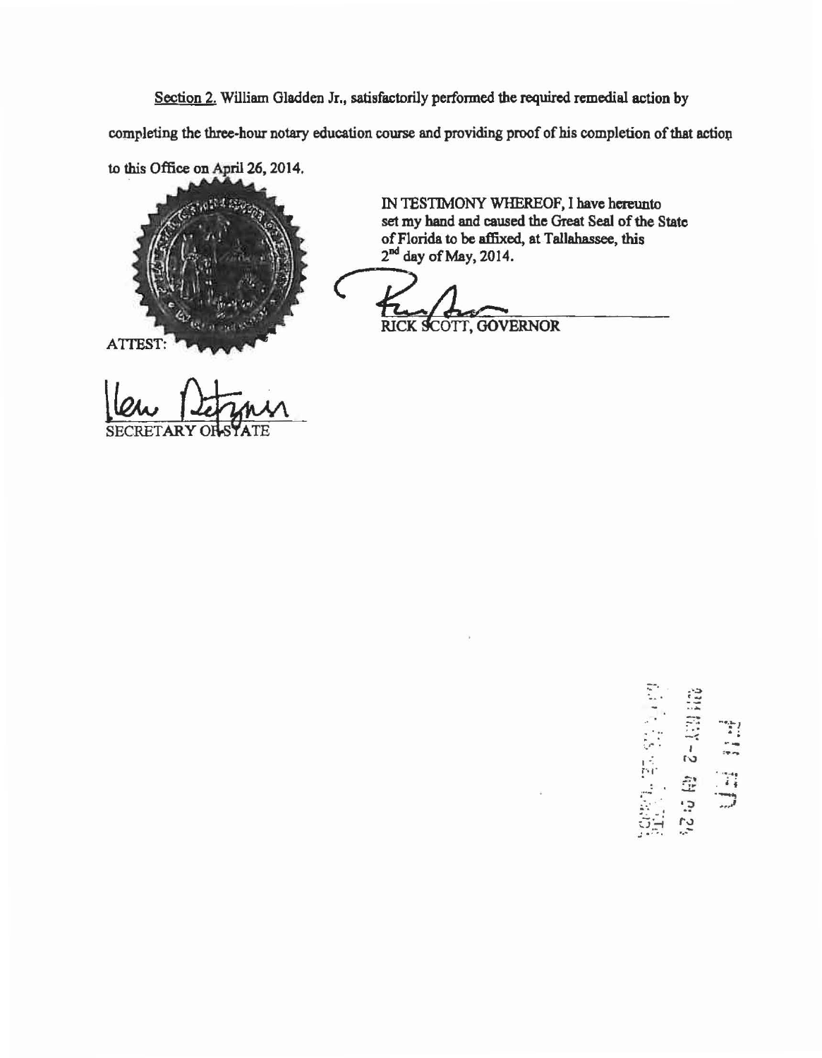Section 2. William Gladden Jr., satisfactorily performed the required remedial action by completing the three-hour notary education course and providing proof of his completion of that action to this Office on April 26, 2014.

IN TESTIMONY WHEREOF, I have hereunto set my hand and caused the Great Seal of the State of Florida to be affixed, at Tallahassee, this 2nd day of May, 2014.

RICK SCOTT, GOVERNOR

ATTEST:

SECRETARY OF STATE

FILED

2014 MAY -2 AM 9:24

DEPARTMENT OF STATE
TALLAHASSEE, FLORIDA